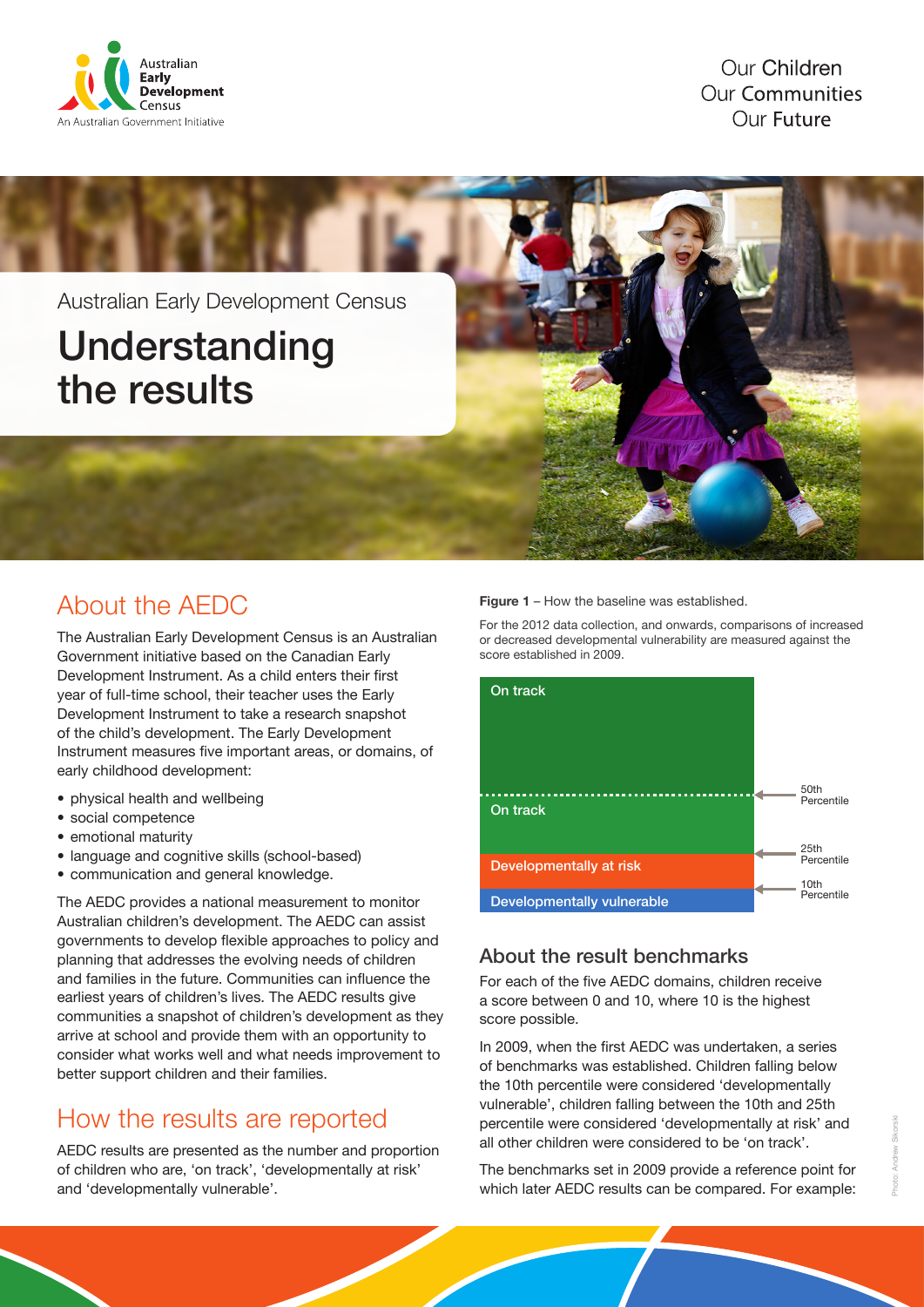Australian Early Development Census

An Australian Government Initiative

Our Children
Our Communities
Our Future

Australian Early Development Census

# Understanding the results

## About the AEDC

The Australian Early Development Census is an Australian Government initiative based on the Canadian Early Development Instrument. As a child enters their first year of full-time school, their teacher uses the Early Development Instrument to take a research snapshot of the child's development. The Early Development Instrument measures five important areas, or domains, of early childhood development:

- physical health and wellbeing
- social competence
- emotional maturity
- language and cognitive skills (school-based)
- communication and general knowledge.

The AEDC provides a national measurement to monitor Australian children's development. The AEDC can assist governments to develop flexible approaches to policy and planning that addresses the evolving needs of children and families in the future. Communities can influence the earliest years of children's lives. The AEDC results give communities a snapshot of children's development as they arrive at school and provide them with an opportunity to consider what works well and what needs improvement to better support children and their families.

## How the results are reported

AEDC results are presented as the number and proportion of children who are, 'on track', 'developmentally at risk' and 'developmentally vulnerable'.

**Figure 1** – How the baseline was established.

For the 2012 data collection, and onwards, comparisons of increased or decreased developmental vulnerability are measured against the score established in 2009.

| Category | Percentile |
| --- | --- |
| On track | |
| | 50th Percentile |
| On track | |
| | 25th Percentile |
| Developmentally at risk | |
| | 10th Percentile |
| Developmentally vulnerable | |

### About the result benchmarks

For each of the five AEDC domains, children receive a score between 0 and 10, where 10 is the highest score possible.

In 2009, when the first AEDC was undertaken, a series of benchmarks was established. Children falling below the 10th percentile were considered 'developmentally vulnerable', children falling between the 10th and 25th percentile were considered 'developmentally at risk' and all other children were considered to be 'on track'.

The benchmarks set in 2009 provide a reference point for which later AEDC results can be compared. For example:

Photo: Andrew Sikorski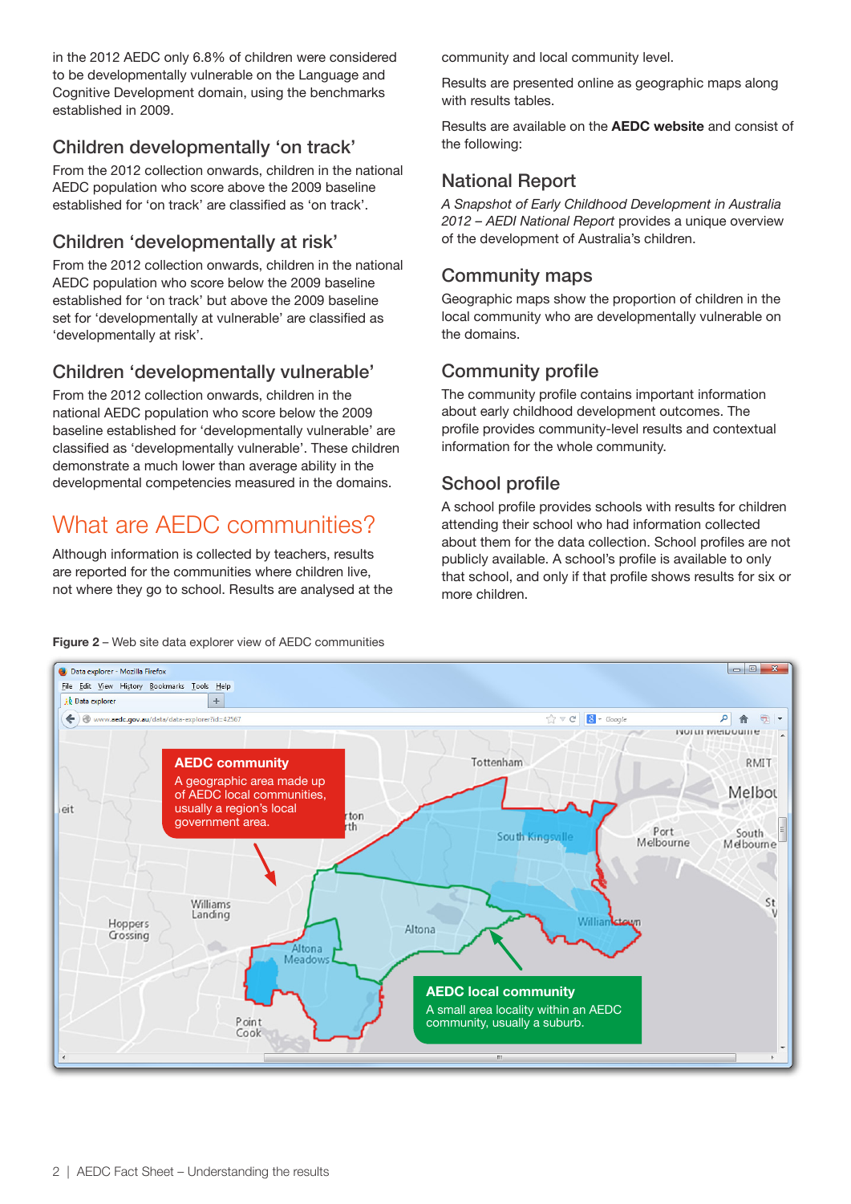in the 2012 AEDC only 6.8% of children were considered to be developmentally vulnerable on the Language and Cognitive Development domain, using the benchmarks established in 2009.

### Children developmentally 'on track'

From the 2012 collection onwards, children in the national AEDC population who score above the 2009 baseline established for 'on track' are classified as 'on track'.

### Children 'developmentally at risk'

From the 2012 collection onwards, children in the national AEDC population who score below the 2009 baseline established for 'on track' but above the 2009 baseline set for 'developmentally at vulnerable' are classified as 'developmentally at risk'.

### Children 'developmentally vulnerable'

From the 2012 collection onwards, children in the national AEDC population who score below the 2009 baseline established for 'developmentally vulnerable' are classified as 'developmentally vulnerable'. These children demonstrate a much lower than average ability in the developmental competencies measured in the domains.

## What are AEDC communities?

Although information is collected by teachers, results are reported for the communities where children live, not where they go to school. Results are analysed at the community and local community level.

Results are presented online as geographic maps along with results tables.

Results are available on the **AEDC website** and consist of the following:

### National Report

*A Snapshot of Early Childhood Development in Australia 2012 – AEDI National Report* provides a unique overview of the development of Australia's children.

### Community maps

Geographic maps show the proportion of children in the local community who are developmentally vulnerable on the domains.

### Community profile

The community profile contains important information about early childhood development outcomes. The profile provides community-level results and contextual information for the whole community.

### School profile

A school profile provides schools with results for children attending their school who had information collected about them for the data collection. School profiles are not publicly available. A school's profile is available to only that school, and only if that profile shows results for six or more children.

**Figure 2** – Web site data explorer view of AEDC communities

**AEDC community**
A geographic area made up of AEDC local communities, usually a region's local government area.

**AEDC local community**
A small area locality within an AEDC community, usually a suburb.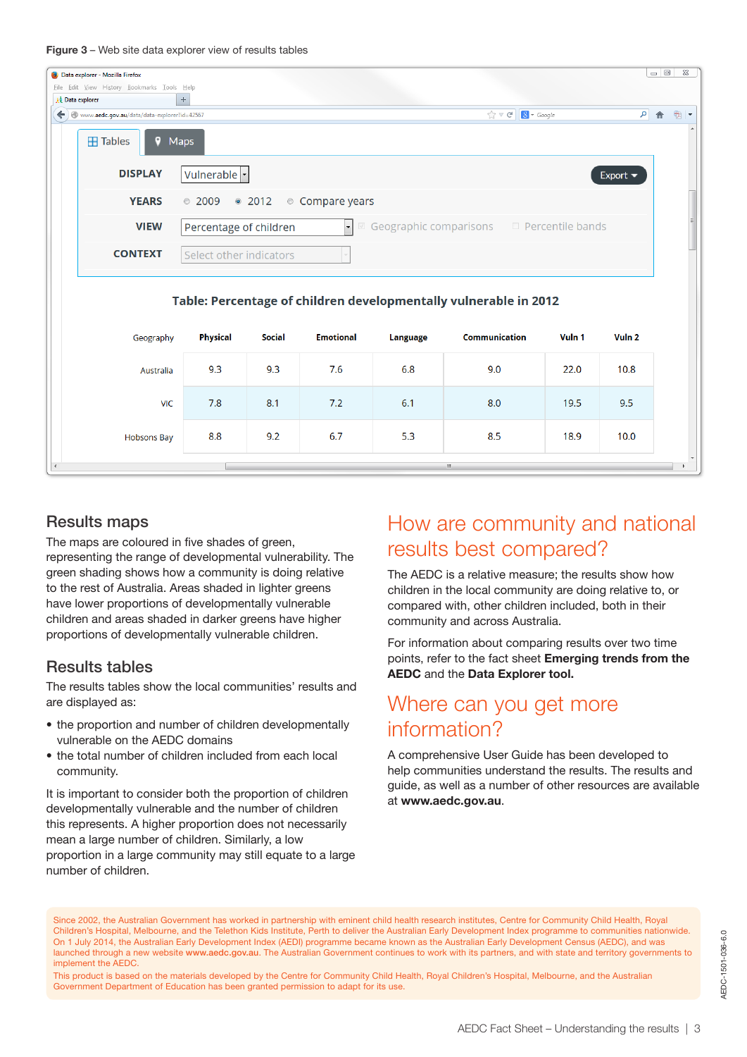**Figure 3** – Web site data explorer view of results tables

Data explorer - Mozilla Firefox

File Edit View History Bookmarks Tools Help

Data explorer

www.aedc.gov.au/data/data-explorer?id=42567

Tables | Maps

DISPLAY Vulnerable | Export

YEARS 2009 2012 Compare years

VIEW Percentage of children | Geographic comparisons | Percentile bands

CONTEXT Select other indicators

**Table: Percentage of children developmentally vulnerable in 2012**

| Geography | Physical | Social | Emotional | Language | Communication | Vuln 1 | Vuln 2 |
|---|---|---|---|---|---|---|---|
| Australia | 9.3 | 9.3 | 7.6 | 6.8 | 9.0 | 22.0 | 10.8 |
| VIC | 7.8 | 8.1 | 7.2 | 6.1 | 8.0 | 19.5 | 9.5 |
| Hobsons Bay | 8.8 | 9.2 | 6.7 | 5.3 | 8.5 | 18.9 | 10.0 |

## Results maps

The maps are coloured in five shades of green, representing the range of developmental vulnerability. The green shading shows how a community is doing relative to the rest of Australia. Areas shaded in lighter greens have lower proportions of developmentally vulnerable children and areas shaded in darker greens have higher proportions of developmentally vulnerable children.

## Results tables

The results tables show the local communities' results and are displayed as:

- the proportion and number of children developmentally vulnerable on the AEDC domains
- the total number of children included from each local community.

It is important to consider both the proportion of children developmentally vulnerable and the number of children this represents. A higher proportion does not necessarily mean a large number of children. Similarly, a low proportion in a large community may still equate to a large number of children.

## How are community and national results best compared?

The AEDC is a relative measure; the results show how children in the local community are doing relative to, or compared with, other children included, both in their community and across Australia.

For information about comparing results over two time points, refer to the fact sheet **Emerging trends from the AEDC** and the **Data Explorer tool.**

## Where can you get more information?

A comprehensive User Guide has been developed to help communities understand the results. The results and guide, as well as a number of other resources are available at **www.aedc.gov.au**.

Since 2002, the Australian Government has worked in partnership with eminent child health research institutes, Centre for Community Child Health, Royal Children's Hospital, Melbourne, and the Telethon Kids Institute, Perth to deliver the Australian Early Development Index programme to communities nationwide. On 1 July 2014, the Australian Early Development Index (AEDI) programme became known as the Australian Early Development Census (AEDC), and was launched through a new website **www.aedc.gov.au**. The Australian Government continues to work with its partners, and with state and territory governments to implement the AEDC.

This product is based on the materials developed by the Centre for Community Child Health, Royal Children's Hospital, Melbourne, and the Australian Government Department of Education has been granted permission to adapt for its use.

AEDC-1501-036-6.0